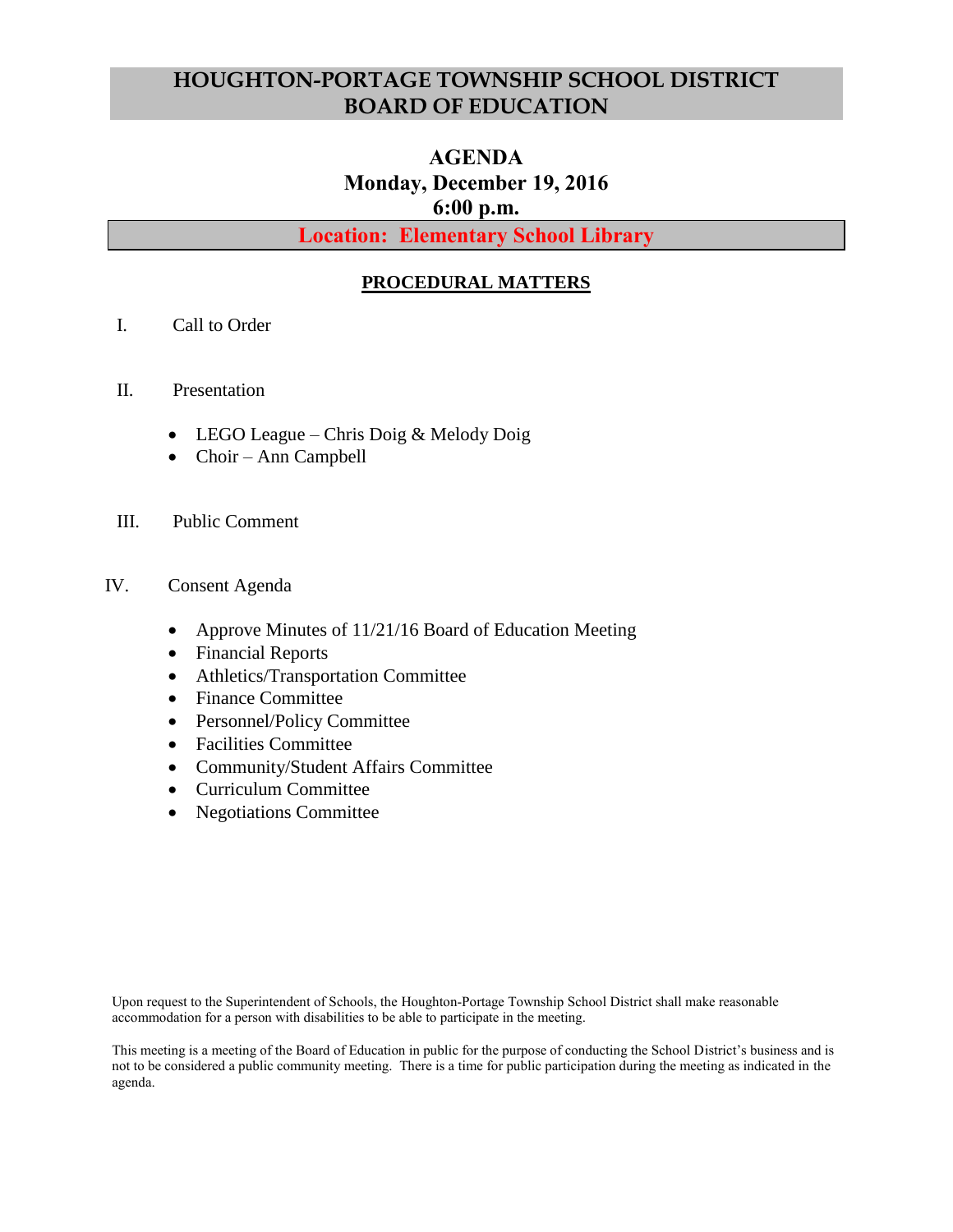# HOUGHTON-PORTAGE TOWNSHIP SCHOOL DISTRICT BOARD OF EDUCATION

## AGENDA
## Monday, December 19, 2016
## 6:00 p.m.

**Location: Elementary School Library**

### PROCEDURAL MATTERS

I. Call to Order

II. Presentation

- LEGO League – Chris Doig & Melody Doig
- Choir – Ann Campbell

III. Public Comment

IV. Consent Agenda

- Approve Minutes of 11/21/16 Board of Education Meeting
- Financial Reports
- Athletics/Transportation Committee
- Finance Committee
- Personnel/Policy Committee
- Facilities Committee
- Community/Student Affairs Committee
- Curriculum Committee
- Negotiations Committee

Upon request to the Superintendent of Schools, the Houghton-Portage Township School District shall make reasonable accommodation for a person with disabilities to be able to participate in the meeting.

This meeting is a meeting of the Board of Education in public for the purpose of conducting the School District's business and is not to be considered a public community meeting. There is a time for public participation during the meeting as indicated in the agenda.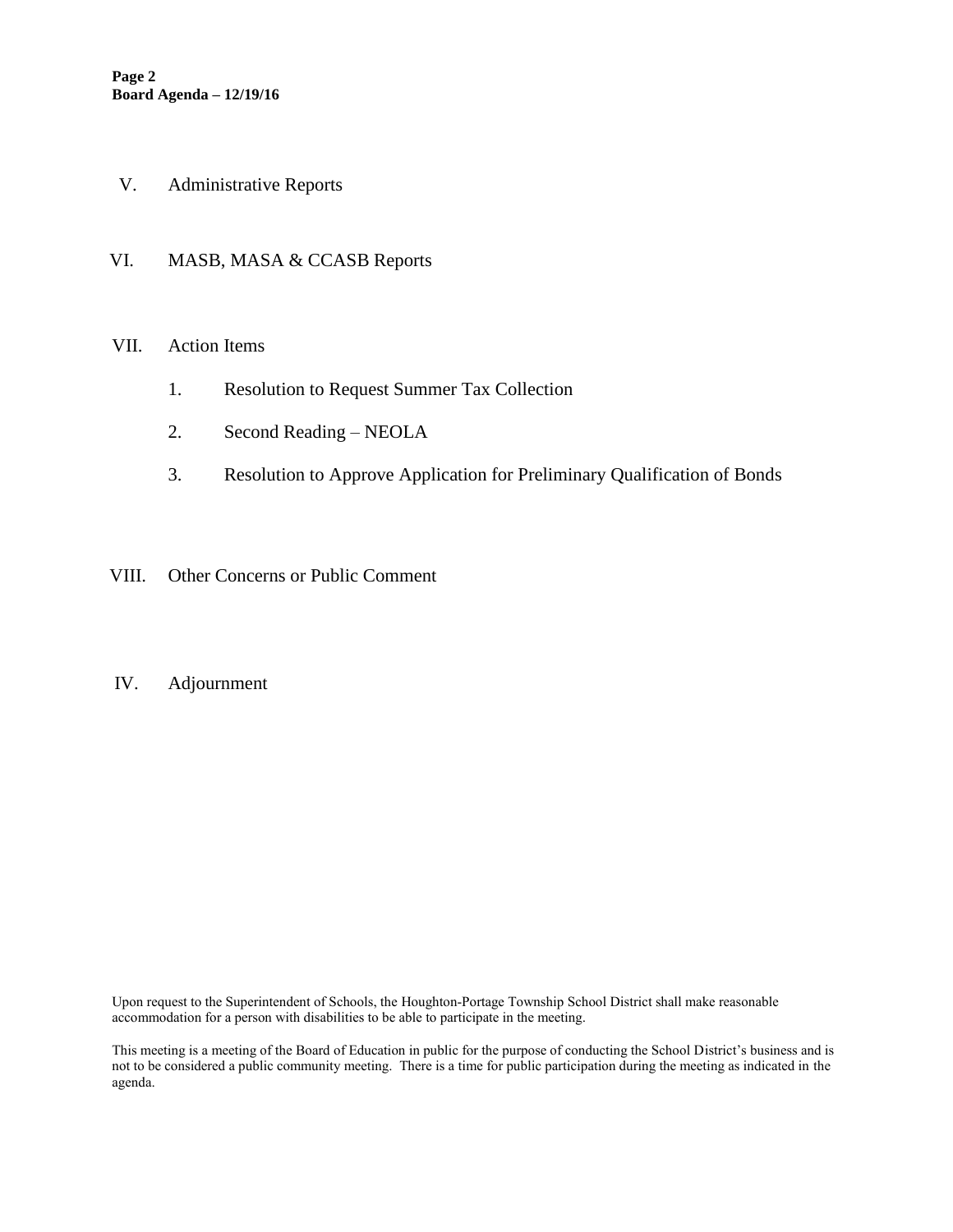V. Administrative Reports

VI. MASB, MASA & CCASB Reports

VII. Action Items

1. Resolution to Request Summer Tax Collection
2. Second Reading – NEOLA
3. Resolution to Approve Application for Preliminary Qualification of Bonds

VIII. Other Concerns or Public Comment

IV. Adjournment

Upon request to the Superintendent of Schools, the Houghton-Portage Township School District shall make reasonable accommodation for a person with disabilities to be able to participate in the meeting.

This meeting is a meeting of the Board of Education in public for the purpose of conducting the School District's business and is not to be considered a public community meeting. There is a time for public participation during the meeting as indicated in the agenda.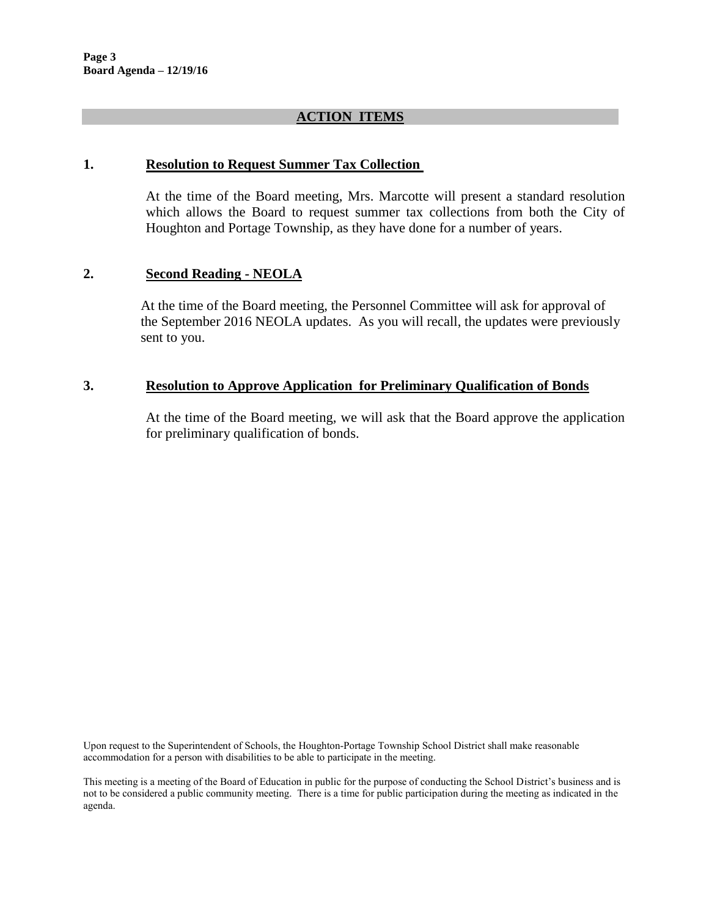## ACTION ITEMS

### 1. Resolution to Request Summer Tax Collection

At the time of the Board meeting, Mrs. Marcotte will present a standard resolution which allows the Board to request summer tax collections from both the City of Houghton and Portage Township, as they have done for a number of years.

### 2. Second Reading - NEOLA

At the time of the Board meeting, the Personnel Committee will ask for approval of the September 2016 NEOLA updates. As you will recall, the updates were previously sent to you.

### 3. Resolution to Approve Application for Preliminary Qualification of Bonds

At the time of the Board meeting, we will ask that the Board approve the application for preliminary qualification of bonds.

Upon request to the Superintendent of Schools, the Houghton-Portage Township School District shall make reasonable accommodation for a person with disabilities to be able to participate in the meeting.

This meeting is a meeting of the Board of Education in public for the purpose of conducting the School District's business and is not to be considered a public community meeting. There is a time for public participation during the meeting as indicated in the agenda.